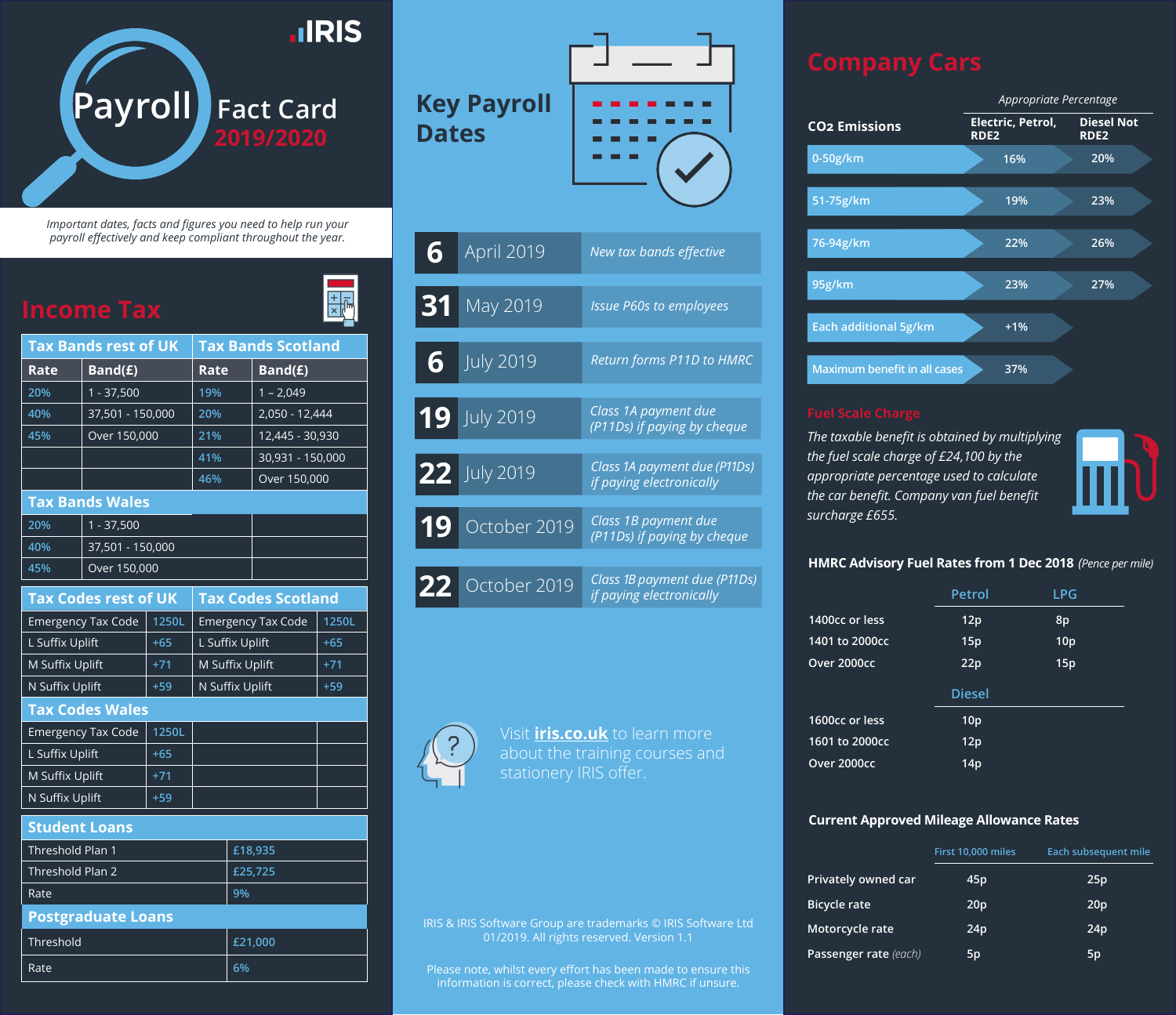# IRIS Payroll Fact Card 2019/2020

*Important dates, facts and figures you need to help run your payroll effectively and keep compliant throughout the year.*

## Income Tax

| Tax Bands rest of UK | | Tax Bands Scotland | |
|---|---|---|---|
| **Rate** | **Band(£)** | **Rate** | **Band(£)** |
| 20% | 1 - 37,500 | 19% | 1 – 2,049 |
| 40% | 37,501 - 150,000 | 20% | 2,050 - 12,444 |
| 45% | Over 150,000 | 21% | 12,445 - 30,930 |
| | | 41% | 30,931 - 150,000 |
| | | 46% | Over 150,000 |

| Tax Bands Wales | |
|---|---|
| 20% | 1 - 37,500 |
| 40% | 37,501 - 150,000 |
| 45% | Over 150,000 |

| Tax Codes rest of UK | | Tax Codes Scotland | |
|---|---|---|---|
| Emergency Tax Code | 1250L | Emergency Tax Code | 1250L |
| L Suffix Uplift | +65 | L Suffix Uplift | +65 |
| M Suffix Uplift | +71 | M Suffix Uplift | +71 |
| N Suffix Uplift | +59 | N Suffix Uplift | +59 |

| Tax Codes Wales | |
|---|---|
| Emergency Tax Code | 1250L |
| L Suffix Uplift | +65 |
| M Suffix Uplift | +71 |
| N Suffix Uplift | +59 |

| Student Loans | |
|---|---|
| Threshold Plan 1 | £18,935 |
| Threshold Plan 2 | £25,725 |
| Rate | 9% |

| Postgraduate Loans | |
|---|---|
| Threshold | £21,000 |
| Rate | 6% |

## Key Payroll Dates

| Date | | Event |
|---|---|---|
| 6 | April 2019 | *New tax bands effective* |
| 31 | May 2019 | *Issue P60s to employees* |
| 6 | July 2019 | *Return forms P11D to HMRC* |
| 19 | July 2019 | *Class 1A payment due (P11Ds) if paying by cheque* |
| 22 | July 2019 | *Class 1A payment due (P11Ds) if paying electronically* |
| 19 | October 2019 | *Class 1B payment due (P11Ds) if paying by cheque* |
| 22 | October 2019 | *Class 1B payment due (P11Ds) if paying electronically* |

Visit **iris.co.uk** to learn more about the training courses and stationery IRIS offer.

IRIS & IRIS Software Group are trademarks © IRIS Software Ltd 01/2019. All rights reserved. Version 1.1

Please note, whilst every effort has been made to ensure this information is correct, please check with HMRC if unsure.

## Company Cars

| | *Appropriate Percentage* | |
|---|---|---|
| **$CO_2$ Emissions** | **Electric, Petrol, RDE2** | **Diesel Not RDE2** |
| 0-50g/km | 16% | 20% |
| 51-75g/km | 19% | 23% |
| 76-94g/km | 22% | 26% |
| 95g/km | 23% | 27% |
| Each additional 5g/km | +1% | |
| Maximum benefit in all cases | 37% | |

### Fuel Scale Charge

*The taxable benefit is obtained by multiplying the fuel scale charge of £24,100 by the appropriate percentage used to calculate the car benefit. Company van fuel benefit surcharge £655.*

### HMRC Advisory Fuel Rates from 1 Dec 2018 *(Pence per mile)*

| | Petrol | LPG |
|---|---|---|
| 1400cc or less | 12p | 8p |
| 1401 to 2000cc | 15p | 10p |
| Over 2000cc | 22p | 15p |

| | Diesel |
|---|---|
| 1600cc or less | 10p |
| 1601 to 2000cc | 12p |
| Over 2000cc | 14p |

### Current Approved Mileage Allowance Rates

| | First 10,000 miles | Each subsequent mile |
|---|---|---|
| Privately owned car | 45p | 25p |
| Bicycle rate | 20p | 20p |
| Motorcycle rate | 24p | 24p |
| Passenger rate *(each)* | 5p | 5p |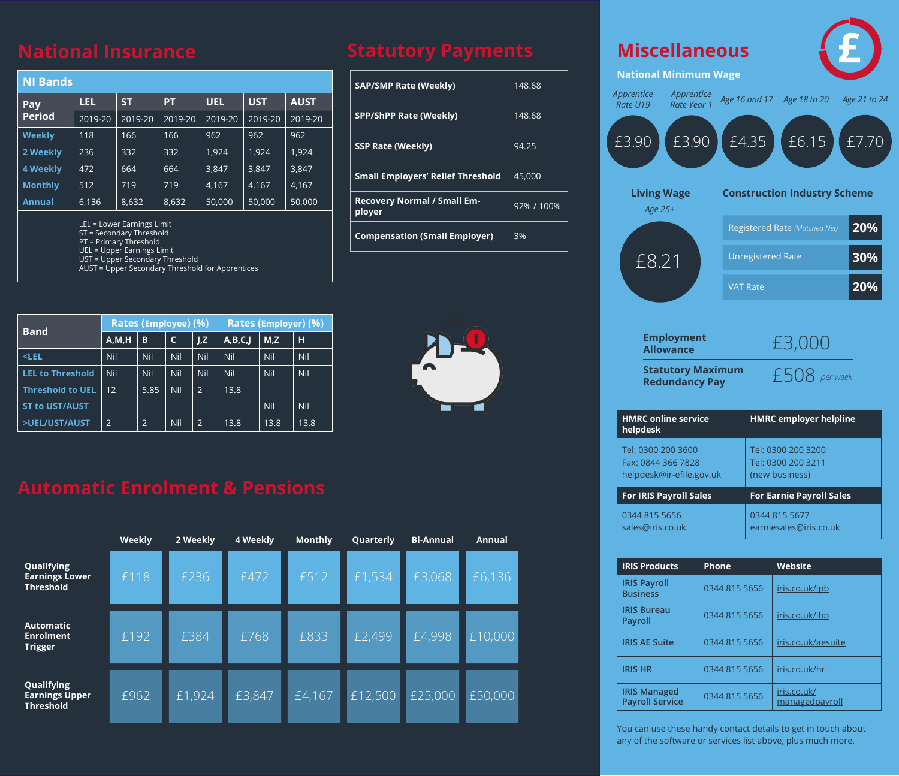# National Insurance

| NI Bands | | | | | | |
|---|---|---|---|---|---|---|
| Pay Period | LEL | ST | PT | UEL | UST | AUST |
| | 2019-20 | 2019-20 | 2019-20 | 2019-20 | 2019-20 | 2019-20 |
| Weekly | 118 | 166 | 166 | 962 | 962 | 962 |
| 2 Weekly | 236 | 332 | 332 | 1,924 | 1,924 | 1,924 |
| 4 Weekly | 472 | 664 | 664 | 3,847 | 3,847 | 3,847 |
| Monthly | 512 | 719 | 719 | 4,167 | 4,167 | 4,167 |
| Annual | 6,136 | 8,632 | 8,632 | 50,000 | 50,000 | 50,000 |

LEL = Lower Earnings Limit
ST = Secondary Threshold
PT = Primary Threshold
UEL = Upper Earnings Limit
UST = Upper Secondary Threshold
AUST = Upper Secondary Threshold for Apprentices

| Band | Rates (Employee) (%) | | | | Rates (Employer) (%) | | |
|---|---|---|---|---|---|---|---|
| | A,M,H | B | C | J,Z | A,B,C,J | M,Z | H |
| <LEL | Nil | Nil | Nil | Nil | Nil | Nil | Nil |
| LEL to Threshold | Nil | Nil | Nil | Nil | Nil | Nil | Nil |
| Threshold to UEL | 12 | 5.85 | Nil | 2 | 13.8 | | |
| ST to UST/AUST | | | | | | Nil | Nil |
| >UEL/UST/AUST | 2 | 2 | Nil | 2 | 13.8 | 13.8 | 13.8 |

# Statutory Payments

| | |
|---|---|
| SAP/SMP Rate (Weekly) | 148.68 |
| SPP/ShPP Rate (Weekly) | 148.68 |
| SSP Rate (Weekly) | 94.25 |
| Small Employers' Relief Threshold | 45,000 |
| Recovery Normal / Small Employer | 92% / 100% |
| Compensation (Small Employer) | 3% |

# Automatic Enrolment & Pensions

| | Weekly | 2 Weekly | 4 Weekly | Monthly | Quarterly | Bi-Annual | Annual |
|---|---|---|---|---|---|---|---|
| Qualifying Earnings Lower Threshold | £118 | £236 | £472 | £512 | £1,534 | £3,068 | £6,136 |
| Automatic Enrolment Trigger | £192 | £384 | £768 | £833 | £2,499 | £4,998 | £10,000 |
| Qualifying Earnings Upper Threshold | £962 | £1,924 | £3,847 | £4,167 | £12,500 | £25,000 | £50,000 |

# Miscellaneous

## National Minimum Wage

| Apprentice Rate U19 | Apprentice Rate Year 1 | Age 16 and 17 | Age 18 to 20 | Age 21 to 24 |
|---|---|---|---|---|
| £3.90 | £3.90 | £4.35 | £6.15 | £7.70 |

## Living Wage

*Age 25+*

£8.21

## Construction Industry Scheme

| | |
|---|---|
| Registered Rate *(Matched Net)* | 20% |
| Unregistered Rate | 30% |
| VAT Rate | 20% |

| | |
|---|---|
| Employment Allowance | £3,000 |
| Statutory Maximum Redundancy Pay | £508 *per week* |

| HMRC online service helpdesk | HMRC employer helpline |
|---|---|
| Tel: 0300 200 3600<br>Fax: 0844 366 7828<br>helpdesk@ir-efile.gov.uk | Tel: 0300 200 3200<br>Tel: 0300 200 3211<br>(new business) |
| **For IRIS Payroll Sales** | **For Earnie Payroll Sales** |
| 0344 815 5656<br>sales@iris.co.uk | 0344 815 5677<br>earniesales@iris.co.uk |

| IRIS Products | Phone | Website |
|---|---|---|
| IRIS Payroll Business | 0344 815 5656 | iris.co.uk/ipb |
| IRIS Bureau Payroll | 0344 815 5656 | iris.co.uk/ibp |
| IRIS AE Suite | 0344 815 5656 | iris.co.uk/aesuite |
| IRIS HR | 0344 815 5656 | iris.co.uk/hr |
| IRIS Managed Payroll Service | 0344 815 5656 | iris.co.uk/managedpayroll |

You can use these handy contact details to get in touch about any of the software or services list above, plus much more.